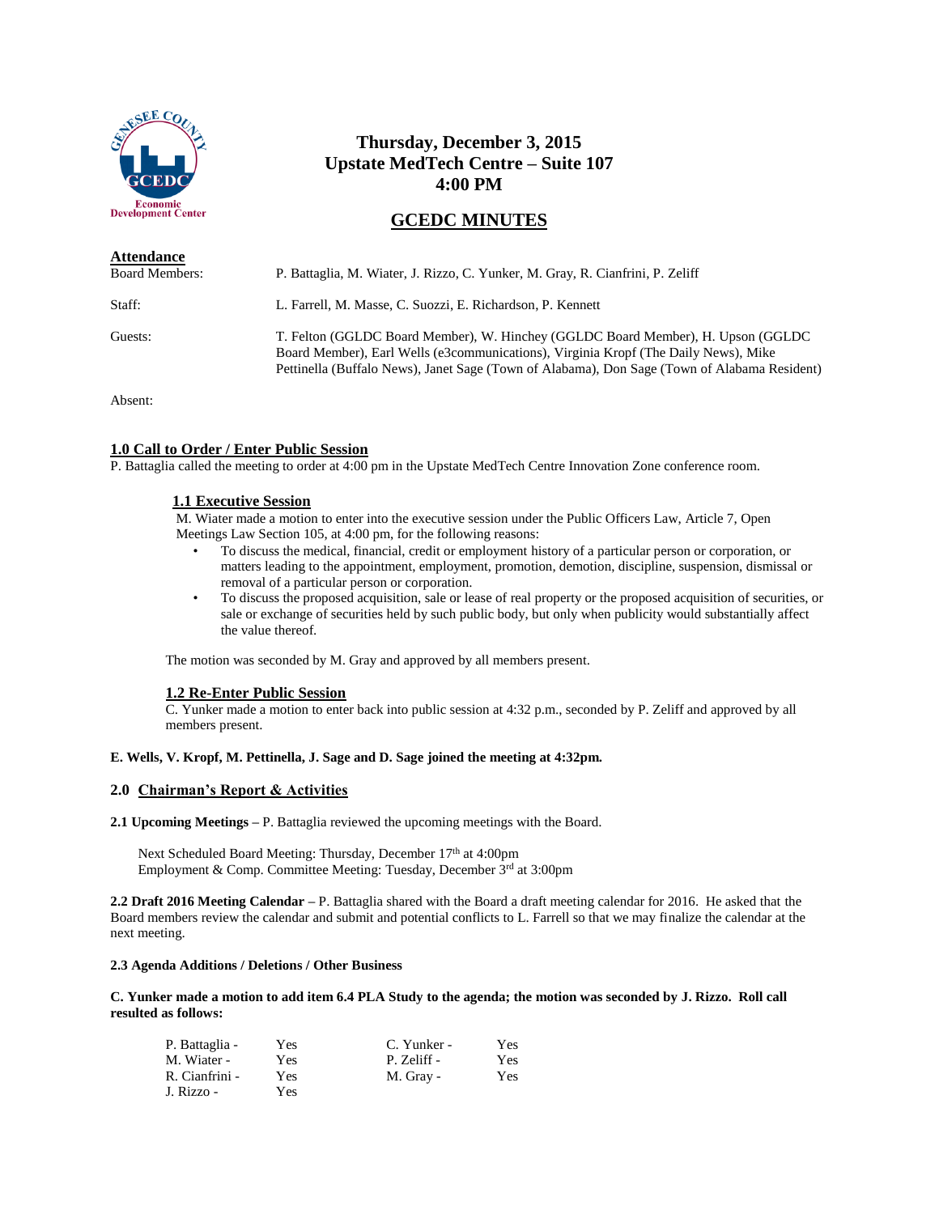**Thursday, December 3, 2015**
**Upstate MedTech Centre – Suite 107**
**4:00 PM**

## GCEDC MINUTES

**Attendance**

Board Members: P. Battaglia, M. Wiater, J. Rizzo, C. Yunker, M. Gray, R. Cianfrini, P. Zeliff

Staff: L. Farrell, M. Masse, C. Suozzi, E. Richardson, P. Kennett

Guests: T. Felton (GGLDC Board Member), W. Hinchey (GGLDC Board Member), H. Upson (GGLDC Board Member), Earl Wells (e3communications), Virginia Kropf (The Daily News), Mike Pettinella (Buffalo News), Janet Sage (Town of Alabama), Don Sage (Town of Alabama Resident)

Absent:

**1.0 Call to Order / Enter Public Session**

P. Battaglia called the meeting to order at 4:00 pm in the Upstate MedTech Centre Innovation Zone conference room.

**1.1 Executive Session**

M. Wiater made a motion to enter into the executive session under the Public Officers Law, Article 7, Open Meetings Law Section 105, at 4:00 pm, for the following reasons:

- To discuss the medical, financial, credit or employment history of a particular person or corporation, or matters leading to the appointment, employment, promotion, demotion, discipline, suspension, dismissal or removal of a particular person or corporation.
- To discuss the proposed acquisition, sale or lease of real property or the proposed acquisition of securities, or sale or exchange of securities held by such public body, but only when publicity would substantially affect the value thereof.

The motion was seconded by M. Gray and approved by all members present.

**1.2 Re-Enter Public Session**

C. Yunker made a motion to enter back into public session at 4:32 p.m., seconded by P. Zeliff and approved by all members present.

**E. Wells, V. Kropf, M. Pettinella, J. Sage and D. Sage joined the meeting at 4:32pm.**

**2.0 Chairman's Report & Activities**

**2.1 Upcoming Meetings** – P. Battaglia reviewed the upcoming meetings with the Board.

Next Scheduled Board Meeting: Thursday, December 17th at 4:00pm
Employment & Comp. Committee Meeting: Tuesday, December 3rd at 3:00pm

**2.2 Draft 2016 Meeting Calendar** – P. Battaglia shared with the Board a draft meeting calendar for 2016. He asked that the Board members review the calendar and submit and potential conflicts to L. Farrell so that we may finalize the calendar at the next meeting.

**2.3 Agenda Additions / Deletions / Other Business**

**C. Yunker made a motion to add item 6.4 PLA Study to the agenda; the motion was seconded by J. Rizzo. Roll call resulted as follows:**

| | | | |
|---|---|---|---|
| P. Battaglia - | Yes | C. Yunker - | Yes |
| M. Wiater - | Yes | P. Zeliff - | Yes |
| R. Cianfrini - | Yes | M. Gray - | Yes |
| J. Rizzo - | Yes | | |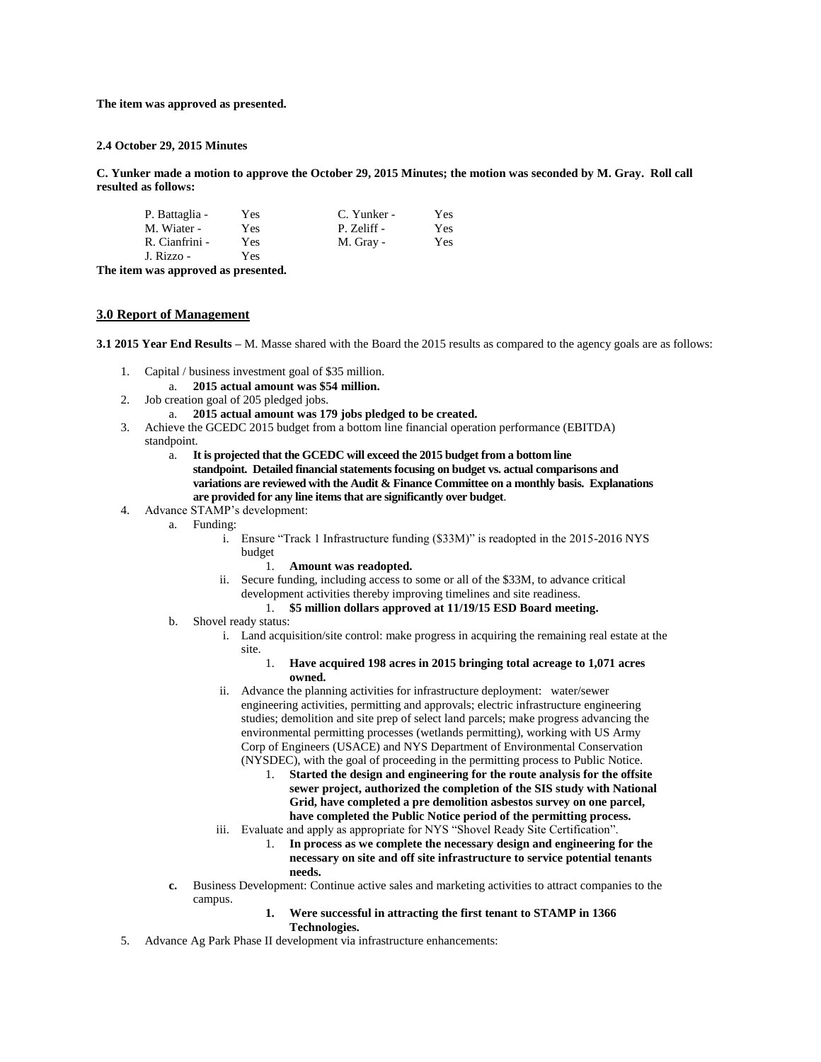**The item was approved as presented.**

**2.4 October 29, 2015 Minutes**

**C. Yunker made a motion to approve the October 29, 2015 Minutes; the motion was seconded by M. Gray. Roll call resulted as follows:**

| | | | |
|---|---|---|---|
| P. Battaglia - | Yes | C. Yunker - | Yes |
| M. Wiater - | Yes | P. Zeliff - | Yes |
| R. Cianfrini - | Yes | M. Gray - | Yes |
| J. Rizzo - | Yes | | |

**The item was approved as presented.**

## 3.0 Report of Management

**3.1 2015 Year End Results –** M. Masse shared with the Board the 2015 results as compared to the agency goals are as follows:

1. Capital / business investment goal of $35 million.
   a. **2015 actual amount was $54 million.**
2. Job creation goal of 205 pledged jobs.
   a. **2015 actual amount was 179 jobs pledged to be created.**
3. Achieve the GCEDC 2015 budget from a bottom line financial operation performance (EBITDA) standpoint.
   a. **It is projected that the GCEDC will exceed the 2015 budget from a bottom line standpoint. Detailed financial statements focusing on budget vs. actual comparisons and variations are reviewed with the Audit & Finance Committee on a monthly basis. Explanations are provided for any line items that are significantly over budget**.
4. Advance STAMP's development:
   a. Funding:
      i. Ensure "Track 1 Infrastructure funding ($33M)" is readopted in the 2015-2016 NYS budget
         1. **Amount was readopted.**
      ii. Secure funding, including access to some or all of the $33M, to advance critical development activities thereby improving timelines and site readiness.
         1. **$5 million dollars approved at 11/19/15 ESD Board meeting.**
   b. Shovel ready status:
      i. Land acquisition/site control: make progress in acquiring the remaining real estate at the site.
         1. **Have acquired 198 acres in 2015 bringing total acreage to 1,071 acres owned.**
      ii. Advance the planning activities for infrastructure deployment: water/sewer engineering activities, permitting and approvals; electric infrastructure engineering studies; demolition and site prep of select land parcels; make progress advancing the environmental permitting processes (wetlands permitting), working with US Army Corp of Engineers (USACE) and NYS Department of Environmental Conservation (NYSDEC), with the goal of proceeding in the permitting process to Public Notice.
         1. **Started the design and engineering for the route analysis for the offsite sewer project, authorized the completion of the SIS study with National Grid, have completed a pre demolition asbestos survey on one parcel, have completed the Public Notice period of the permitting process.**
      iii. Evaluate and apply as appropriate for NYS "Shovel Ready Site Certification".
         1. **In process as we complete the necessary design and engineering for the necessary on site and off site infrastructure to service potential tenants needs.**
   **c.** Business Development: Continue active sales and marketing activities to attract companies to the campus.
      **1. Were successful in attracting the first tenant to STAMP in 1366 Technologies.**
5. Advance Ag Park Phase II development via infrastructure enhancements: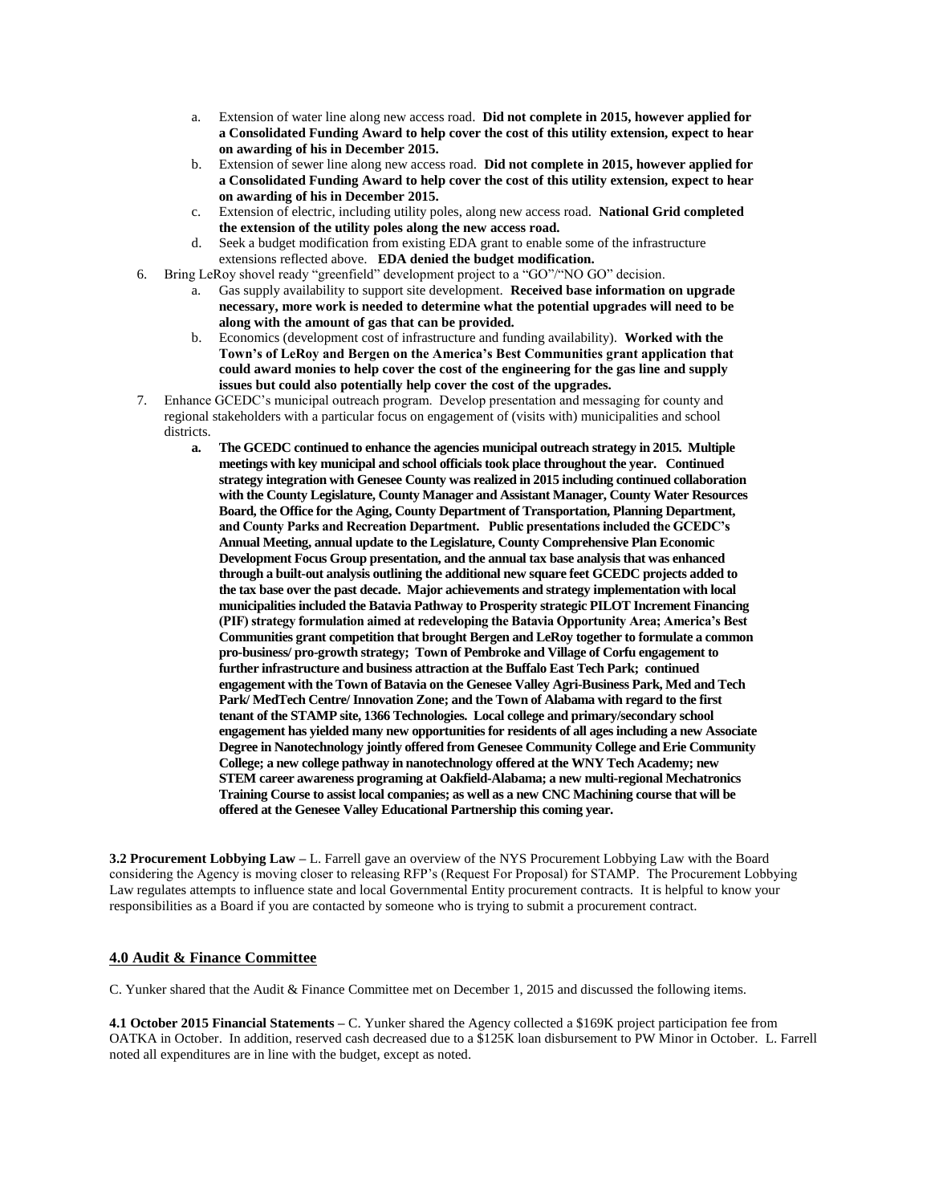a. Extension of water line along new access road. **Did not complete in 2015, however applied for a Consolidated Funding Award to help cover the cost of this utility extension, expect to hear on awarding of his in December 2015.**
   b. Extension of sewer line along new access road. **Did not complete in 2015, however applied for a Consolidated Funding Award to help cover the cost of this utility extension, expect to hear on awarding of his in December 2015.**
   c. Extension of electric, including utility poles, along new access road. **National Grid completed the extension of the utility poles along the new access road.**
   d. Seek a budget modification from existing EDA grant to enable some of the infrastructure extensions reflected above. **EDA denied the budget modification.**

6. Bring LeRoy shovel ready "greenfield" development project to a "GO"/"NO GO" decision.
   a. Gas supply availability to support site development. **Received base information on upgrade necessary, more work is needed to determine what the potential upgrades will need to be along with the amount of gas that can be provided.**
   b. Economics (development cost of infrastructure and funding availability). **Worked with the Town's of LeRoy and Bergen on the America's Best Communities grant application that could award monies to help cover the cost of the engineering for the gas line and supply issues but could also potentially help cover the cost of the upgrades.**

7. Enhance GCEDC's municipal outreach program. Develop presentation and messaging for county and regional stakeholders with a particular focus on engagement of (visits with) municipalities and school districts.
   a. **The GCEDC continued to enhance the agencies municipal outreach strategy in 2015. Multiple meetings with key municipal and school officials took place throughout the year. Continued strategy integration with Genesee County was realized in 2015 including continued collaboration with the County Legislature, County Manager and Assistant Manager, County Water Resources Board, the Office for the Aging, County Department of Transportation, Planning Department, and County Parks and Recreation Department. Public presentations included the GCEDC's Annual Meeting, annual update to the Legislature, County Comprehensive Plan Economic Development Focus Group presentation, and the annual tax base analysis that was enhanced through a built-out analysis outlining the additional new square feet GCEDC projects added to the tax base over the past decade. Major achievements and strategy implementation with local municipalities included the Batavia Pathway to Prosperity strategic PILOT Increment Financing (PIF) strategy formulation aimed at redeveloping the Batavia Opportunity Area; America's Best Communities grant competition that brought Bergen and LeRoy together to formulate a common pro-business/ pro-growth strategy; Town of Pembroke and Village of Corfu engagement to further infrastructure and business attraction at the Buffalo East Tech Park; continued engagement with the Town of Batavia on the Genesee Valley Agri-Business Park, Med and Tech Park/ MedTech Centre/ Innovation Zone; and the Town of Alabama with regard to the first tenant of the STAMP site, 1366 Technologies. Local college and primary/secondary school engagement has yielded many new opportunities for residents of all ages including a new Associate Degree in Nanotechnology jointly offered from Genesee Community College and Erie Community College; a new college pathway in nanotechnology offered at the WNY Tech Academy; new STEM career awareness programing at Oakfield-Alabama; a new multi-regional Mechatronics Training Course to assist local companies; as well as a new CNC Machining course that will be offered at the Genesee Valley Educational Partnership this coming year.**

**3.2 Procurement Lobbying Law –** L. Farrell gave an overview of the NYS Procurement Lobbying Law with the Board considering the Agency is moving closer to releasing RFP's (Request For Proposal) for STAMP. The Procurement Lobbying Law regulates attempts to influence state and local Governmental Entity procurement contracts. It is helpful to know your responsibilities as a Board if you are contacted by someone who is trying to submit a procurement contract.

## 4.0 Audit & Finance Committee

C. Yunker shared that the Audit & Finance Committee met on December 1, 2015 and discussed the following items.

**4.1 October 2015 Financial Statements –** C. Yunker shared the Agency collected a $169K project participation fee from OATKA in October. In addition, reserved cash decreased due to a $125K loan disbursement to PW Minor in October. L. Farrell noted all expenditures are in line with the budget, except as noted.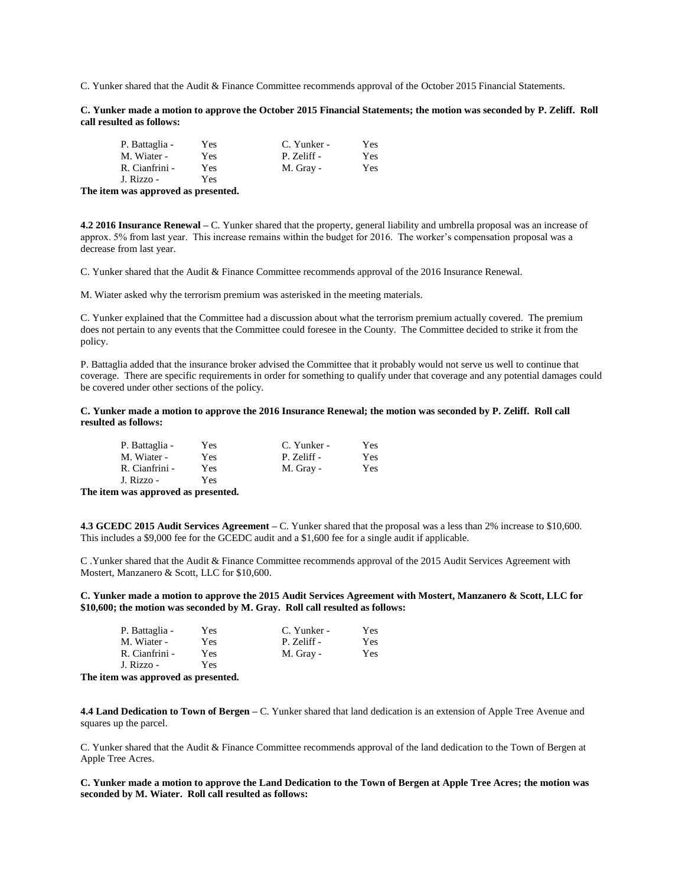C. Yunker shared that the Audit & Finance Committee recommends approval of the October 2015 Financial Statements.

**C. Yunker made a motion to approve the October 2015 Financial Statements; the motion was seconded by P. Zeliff. Roll call resulted as follows:**

| | | | |
|---|---|---|---|
| P. Battaglia - | Yes | C. Yunker - | Yes |
| M. Wiater - | Yes | P. Zeliff - | Yes |
| R. Cianfrini - | Yes | M. Gray - | Yes |
| J. Rizzo - | Yes | | |

**The item was approved as presented.**

**4.2 2016 Insurance Renewal –** C. Yunker shared that the property, general liability and umbrella proposal was an increase of approx. 5% from last year. This increase remains within the budget for 2016. The worker's compensation proposal was a decrease from last year.

C. Yunker shared that the Audit & Finance Committee recommends approval of the 2016 Insurance Renewal.

M. Wiater asked why the terrorism premium was asterisked in the meeting materials.

C. Yunker explained that the Committee had a discussion about what the terrorism premium actually covered. The premium does not pertain to any events that the Committee could foresee in the County. The Committee decided to strike it from the policy.

P. Battaglia added that the insurance broker advised the Committee that it probably would not serve us well to continue that coverage. There are specific requirements in order for something to qualify under that coverage and any potential damages could be covered under other sections of the policy.

**C. Yunker made a motion to approve the 2016 Insurance Renewal; the motion was seconded by P. Zeliff. Roll call resulted as follows:**

| | | | |
|---|---|---|---|
| P. Battaglia - | Yes | C. Yunker - | Yes |
| M. Wiater - | Yes | P. Zeliff - | Yes |
| R. Cianfrini - | Yes | M. Gray - | Yes |
| J. Rizzo - | Yes | | |

**The item was approved as presented.**

**4.3 GCEDC 2015 Audit Services Agreement –** C. Yunker shared that the proposal was a less than 2% increase to $10,600. This includes a $9,000 fee for the GCEDC audit and a $1,600 fee for a single audit if applicable.

C .Yunker shared that the Audit & Finance Committee recommends approval of the 2015 Audit Services Agreement with Mostert, Manzanero & Scott, LLC for $10,600.

**C. Yunker made a motion to approve the 2015 Audit Services Agreement with Mostert, Manzanero & Scott, LLC for $10,600; the motion was seconded by M. Gray. Roll call resulted as follows:**

| | | | |
|---|---|---|---|
| P. Battaglia - | Yes | C. Yunker - | Yes |
| M. Wiater - | Yes | P. Zeliff - | Yes |
| R. Cianfrini - | Yes | M. Gray - | Yes |
| J. Rizzo - | Yes | | |

**The item was approved as presented.**

**4.4 Land Dedication to Town of Bergen –** C. Yunker shared that land dedication is an extension of Apple Tree Avenue and squares up the parcel.

C. Yunker shared that the Audit & Finance Committee recommends approval of the land dedication to the Town of Bergen at Apple Tree Acres.

**C. Yunker made a motion to approve the Land Dedication to the Town of Bergen at Apple Tree Acres; the motion was seconded by M. Wiater. Roll call resulted as follows:**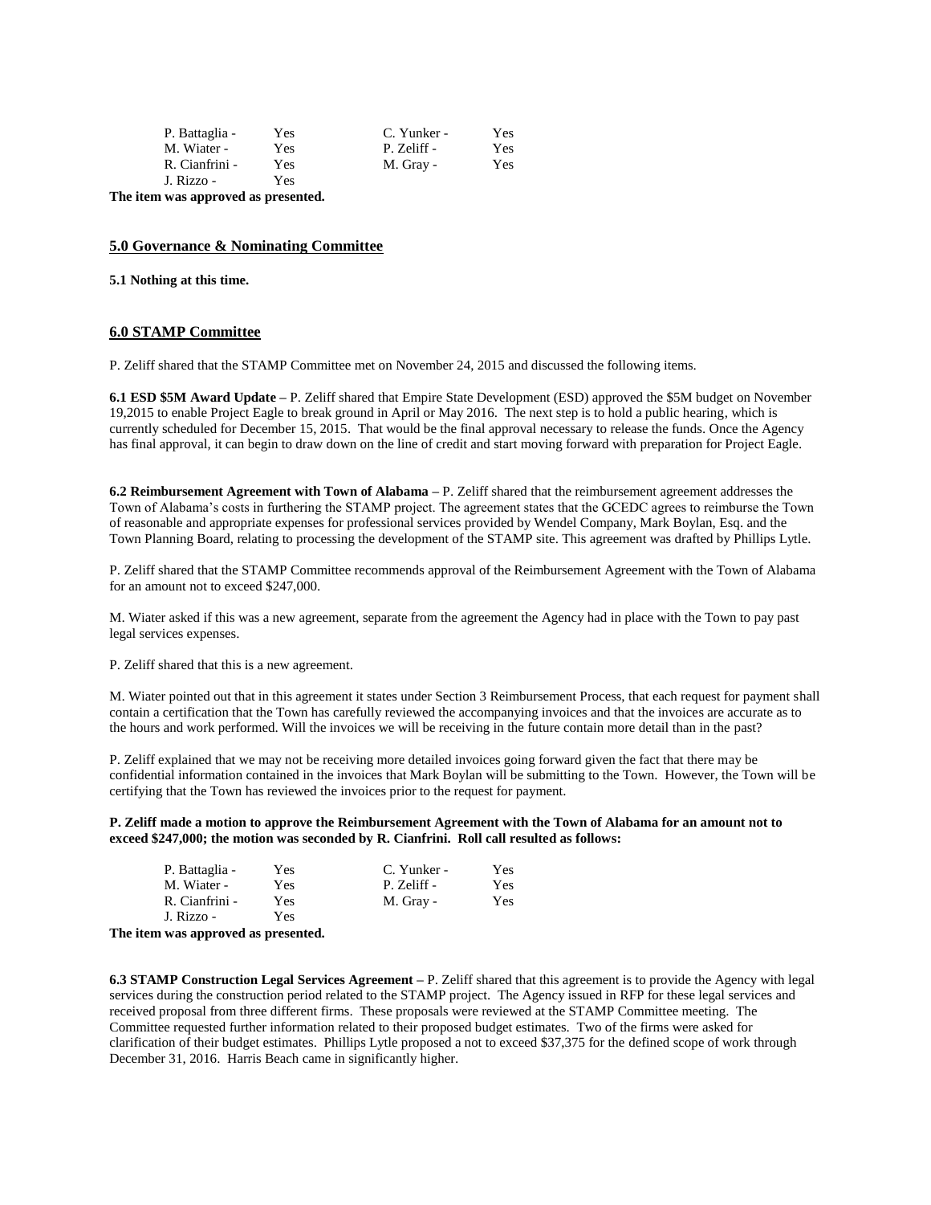| | | | |
|---|---|---|---|
| P. Battaglia - | Yes | C. Yunker - | Yes |
| M. Wiater - | Yes | P. Zeliff - | Yes |
| R. Cianfrini - | Yes | M. Gray - | Yes |
| J. Rizzo - | Yes | | |

**The item was approved as presented.**

## 5.0 Governance & Nominating Committee

**5.1 Nothing at this time.**

## 6.0 STAMP Committee

P. Zeliff shared that the STAMP Committee met on November 24, 2015 and discussed the following items.

**6.1 ESD $5M Award Update –** P. Zeliff shared that Empire State Development (ESD) approved the $5M budget on November 19,2015 to enable Project Eagle to break ground in April or May 2016. The next step is to hold a public hearing, which is currently scheduled for December 15, 2015. That would be the final approval necessary to release the funds. Once the Agency has final approval, it can begin to draw down on the line of credit and start moving forward with preparation for Project Eagle.

**6.2 Reimbursement Agreement with Town of Alabama –** P. Zeliff shared that the reimbursement agreement addresses the Town of Alabama's costs in furthering the STAMP project. The agreement states that the GCEDC agrees to reimburse the Town of reasonable and appropriate expenses for professional services provided by Wendel Company, Mark Boylan, Esq. and the Town Planning Board, relating to processing the development of the STAMP site. This agreement was drafted by Phillips Lytle.

P. Zeliff shared that the STAMP Committee recommends approval of the Reimbursement Agreement with the Town of Alabama for an amount not to exceed $247,000.

M. Wiater asked if this was a new agreement, separate from the agreement the Agency had in place with the Town to pay past legal services expenses.

P. Zeliff shared that this is a new agreement.

M. Wiater pointed out that in this agreement it states under Section 3 Reimbursement Process, that each request for payment shall contain a certification that the Town has carefully reviewed the accompanying invoices and that the invoices are accurate as to the hours and work performed. Will the invoices we will be receiving in the future contain more detail than in the past?

P. Zeliff explained that we may not be receiving more detailed invoices going forward given the fact that there may be confidential information contained in the invoices that Mark Boylan will be submitting to the Town. However, the Town will be certifying that the Town has reviewed the invoices prior to the request for payment.

**P. Zeliff made a motion to approve the Reimbursement Agreement with the Town of Alabama for an amount not to exceed $247,000; the motion was seconded by R. Cianfrini. Roll call resulted as follows:**

| | | | |
|---|---|---|---|
| P. Battaglia - | Yes | C. Yunker - | Yes |
| M. Wiater - | Yes | P. Zeliff - | Yes |
| R. Cianfrini - | Yes | M. Gray - | Yes |
| J. Rizzo - | Yes | | |

**The item was approved as presented.**

**6.3 STAMP Construction Legal Services Agreement –** P. Zeliff shared that this agreement is to provide the Agency with legal services during the construction period related to the STAMP project. The Agency issued in RFP for these legal services and received proposal from three different firms. These proposals were reviewed at the STAMP Committee meeting. The Committee requested further information related to their proposed budget estimates. Two of the firms were asked for clarification of their budget estimates. Phillips Lytle proposed a not to exceed $37,375 for the defined scope of work through December 31, 2016. Harris Beach came in significantly higher.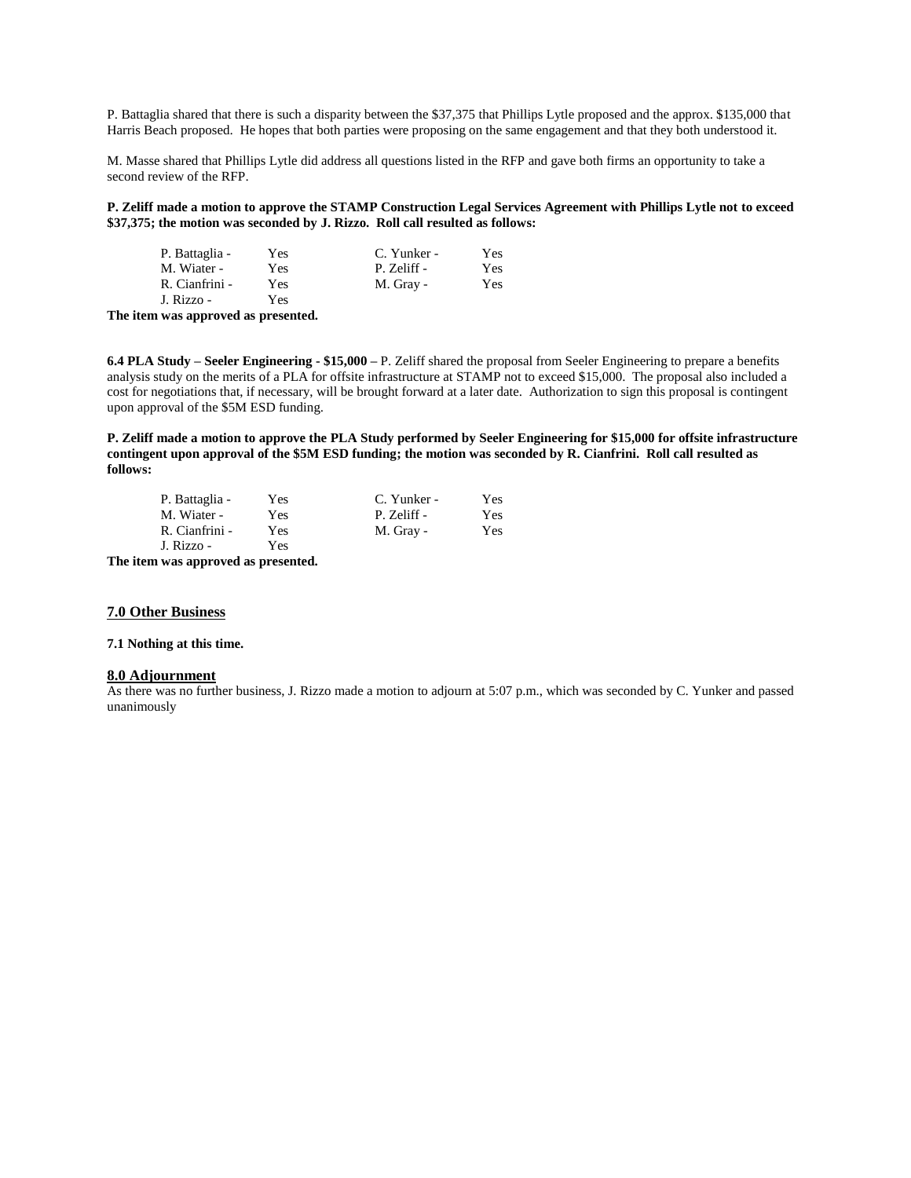P. Battaglia shared that there is such a disparity between the $37,375 that Phillips Lytle proposed and the approx. $135,000 that Harris Beach proposed. He hopes that both parties were proposing on the same engagement and that they both understood it.

M. Masse shared that Phillips Lytle did address all questions listed in the RFP and gave both firms an opportunity to take a second review of the RFP.

**P. Zeliff made a motion to approve the STAMP Construction Legal Services Agreement with Phillips Lytle not to exceed $37,375; the motion was seconded by J. Rizzo. Roll call resulted as follows:**

| | | | |
|---|---|---|---|
| P. Battaglia - | Yes | C. Yunker - | Yes |
| M. Wiater - | Yes | P. Zeliff - | Yes |
| R. Cianfrini - | Yes | M. Gray - | Yes |
| J. Rizzo - | Yes | | |

**The item was approved as presented.**

**6.4 PLA Study – Seeler Engineering - $15,000 –** P. Zeliff shared the proposal from Seeler Engineering to prepare a benefits analysis study on the merits of a PLA for offsite infrastructure at STAMP not to exceed $15,000. The proposal also included a cost for negotiations that, if necessary, will be brought forward at a later date. Authorization to sign this proposal is contingent upon approval of the $5M ESD funding.

**P. Zeliff made a motion to approve the PLA Study performed by Seeler Engineering for $15,000 for offsite infrastructure contingent upon approval of the $5M ESD funding; the motion was seconded by R. Cianfrini. Roll call resulted as follows:**

| | | | |
|---|---|---|---|
| P. Battaglia - | Yes | C. Yunker - | Yes |
| M. Wiater - | Yes | P. Zeliff - | Yes |
| R. Cianfrini - | Yes | M. Gray - | Yes |
| J. Rizzo - | Yes | | |

**The item was approved as presented.**

## 7.0 Other Business

**7.1 Nothing at this time.**

## 8.0 Adjournment

As there was no further business, J. Rizzo made a motion to adjourn at 5:07 p.m., which was seconded by C. Yunker and passed unanimously